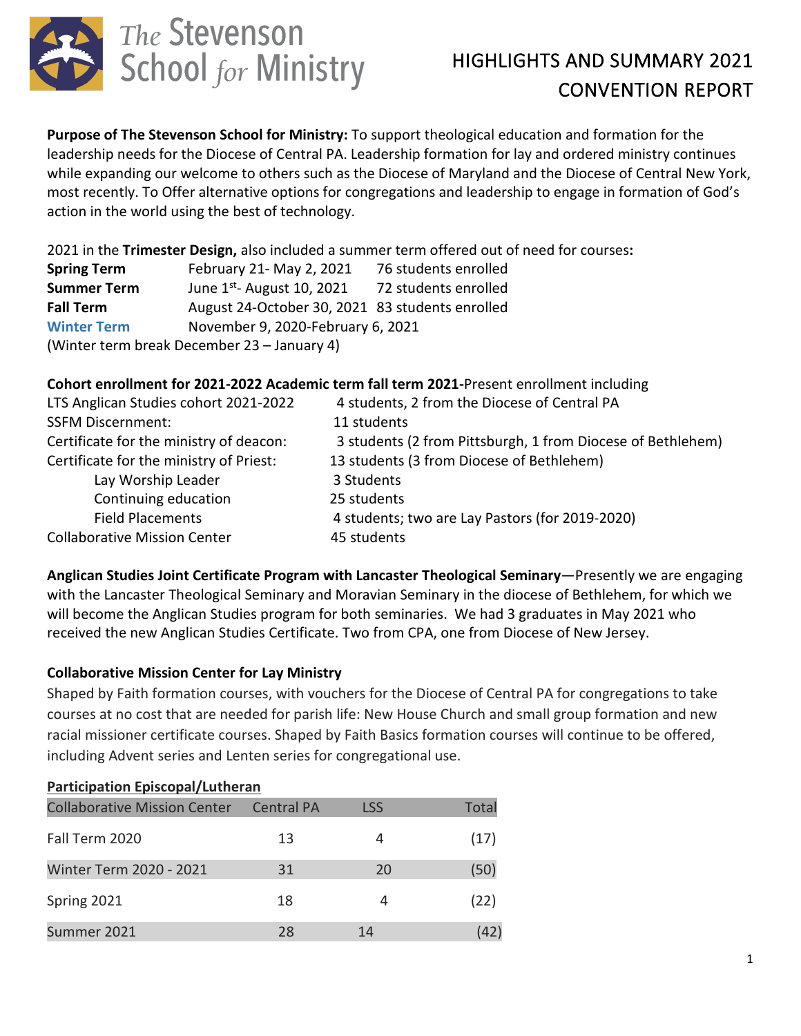# The Stevenson School for Ministry

## HIGHLIGHTS AND SUMMARY 2021 CONVENTION REPORT

**Purpose of The Stevenson School for Ministry:** To support theological education and formation for the leadership needs for the Diocese of Central PA. Leadership formation for lay and ordered ministry continues while expanding our welcome to others such as the Diocese of Maryland and the Diocese of Central New York, most recently. To Offer alternative options for congregations and leadership to engage in formation of God's action in the world using the best of technology.

2021 in the **Trimester Design,** also included a summer term offered out of need for courses**:**

| | | |
|---|---|---|
| **Spring Term** | February 21- May 2, 2021 | 76 students enrolled |
| **Summer Term** | June 1st- August 10, 2021 | 72 students enrolled |
| **Fall Term** | August 24-October 30, 2021 | 83 students enrolled |
| **Winter Term** | November 9, 2020-February 6, 2021 | |

(Winter term break December 23 – January 4)

**Cohort enrollment for 2021-2022 Academic term fall term 2021-**Present enrollment including

| | |
|---|---|
| LTS Anglican Studies cohort 2021-2022 | 4 students, 2 from the Diocese of Central PA |
| SSFM Discernment: | 11 students |
| Certificate for the ministry of deacon: | 3 students (2 from Pittsburgh, 1 from Diocese of Bethlehem) |
| Certificate for the ministry of Priest: | 13 students (3 from Diocese of Bethlehem) |
| Lay Worship Leader | 3 Students |
| Continuing education | 25 students |
| Field Placements | 4 students; two are Lay Pastors (for 2019-2020) |
| Collaborative Mission Center | 45 students |

**Anglican Studies Joint Certificate Program with Lancaster Theological Seminary**—Presently we are engaging with the Lancaster Theological Seminary and Moravian Seminary in the diocese of Bethlehem, for which we will become the Anglican Studies program for both seminaries. We had 3 graduates in May 2021 who received the new Anglican Studies Certificate. Two from CPA, one from Diocese of New Jersey.

**Collaborative Mission Center for Lay Ministry**

Shaped by Faith formation courses, with vouchers for the Diocese of Central PA for congregations to take courses at no cost that are needed for parish life: New House Church and small group formation and new racial missioner certificate courses. Shaped by Faith Basics formation courses will continue to be offered, including Advent series and Lenten series for congregational use.

**Participation Episcopal/Lutheran**

| Collaborative Mission Center | Central PA | LSS | Total |
|---|---|---|---|
| Fall Term 2020 | 13 | 4 | (17) |
| Winter Term 2020 - 2021 | 31 | 20 | (50) |
| Spring 2021 | 18 | 4 | (22) |
| Summer 2021 | 28 | 14 | (42) |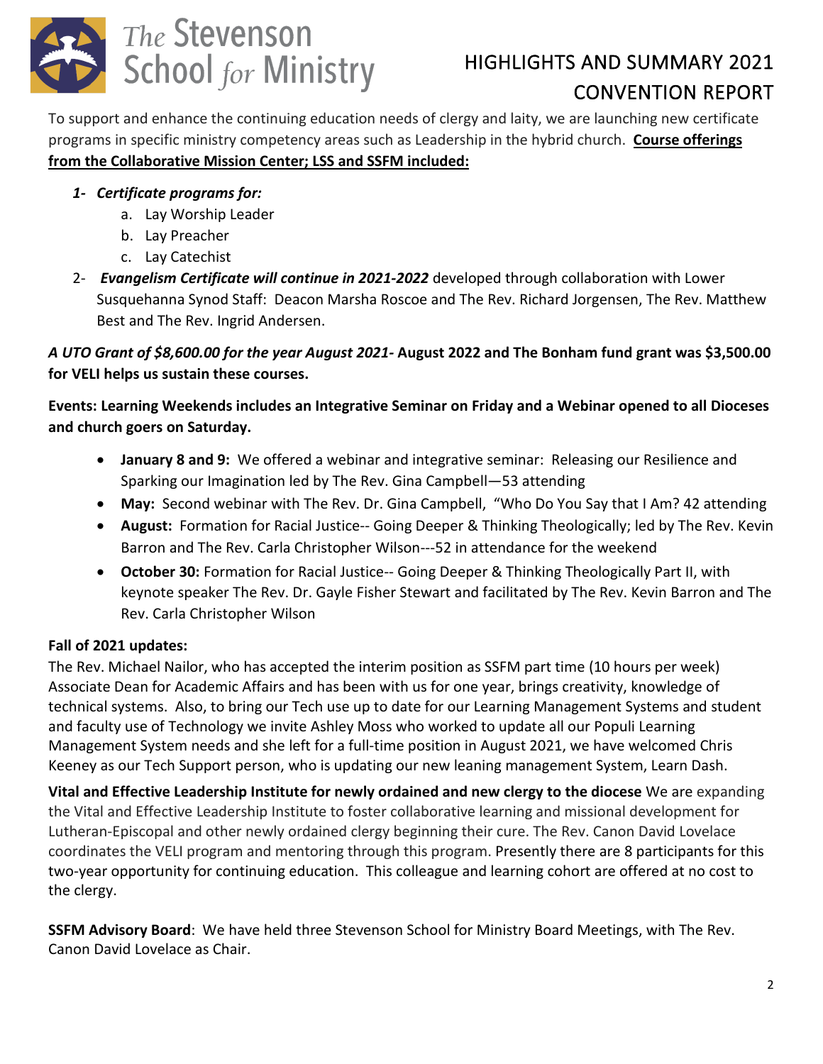To support and enhance the continuing education needs of clergy and laity, we are launching new certificate programs in specific ministry competency areas such as Leadership in the hybrid church. **Course offerings from the Collaborative Mission Center; LSS and SSFM included:**

1. ***Certificate programs for:***
   a. Lay Worship Leader
   b. Lay Preacher
   c. Lay Catechist
2. ***Evangelism Certificate will continue in 2021-2022*** developed through collaboration with Lower Susquehanna Synod Staff: Deacon Marsha Roscoe and The Rev. Richard Jorgensen, The Rev. Matthew Best and The Rev. Ingrid Andersen.

***A UTO Grant of $8,600.00 for the year August 2021-* August 2022 and The Bonham fund grant was $3,500.00 for VELI helps us sustain these courses.**

**Events: Learning Weekends includes an Integrative Seminar on Friday and a Webinar opened to all Dioceses and church goers on Saturday.**

- **January 8 and 9:** We offered a webinar and integrative seminar: Releasing our Resilience and Sparking our Imagination led by The Rev. Gina Campbell—53 attending
- **May:** Second webinar with The Rev. Dr. Gina Campbell, "Who Do You Say that I Am? 42 attending
- **August:** Formation for Racial Justice-- Going Deeper & Thinking Theologically; led by The Rev. Kevin Barron and The Rev. Carla Christopher Wilson---52 in attendance for the weekend
- **October 30:** Formation for Racial Justice-- Going Deeper & Thinking Theologically Part II, with keynote speaker The Rev. Dr. Gayle Fisher Stewart and facilitated by The Rev. Kevin Barron and The Rev. Carla Christopher Wilson

**Fall of 2021 updates:**

The Rev. Michael Nailor, who has accepted the interim position as SSFM part time (10 hours per week) Associate Dean for Academic Affairs and has been with us for one year, brings creativity, knowledge of technical systems. Also, to bring our Tech use up to date for our Learning Management Systems and student and faculty use of Technology we invite Ashley Moss who worked to update all our Populi Learning Management System needs and she left for a full-time position in August 2021, we have welcomed Chris Keeney as our Tech Support person, who is updating our new leaning management System, Learn Dash.

**Vital and Effective Leadership Institute for newly ordained and new clergy to the diocese** We are expanding the Vital and Effective Leadership Institute to foster collaborative learning and missional development for Lutheran-Episcopal and other newly ordained clergy beginning their cure. The Rev. Canon David Lovelace coordinates the VELI program and mentoring through this program. Presently there are 8 participants for this two-year opportunity for continuing education. This colleague and learning cohort are offered at no cost to the clergy.

**SSFM Advisory Board**: We have held three Stevenson School for Ministry Board Meetings, with The Rev. Canon David Lovelace as Chair.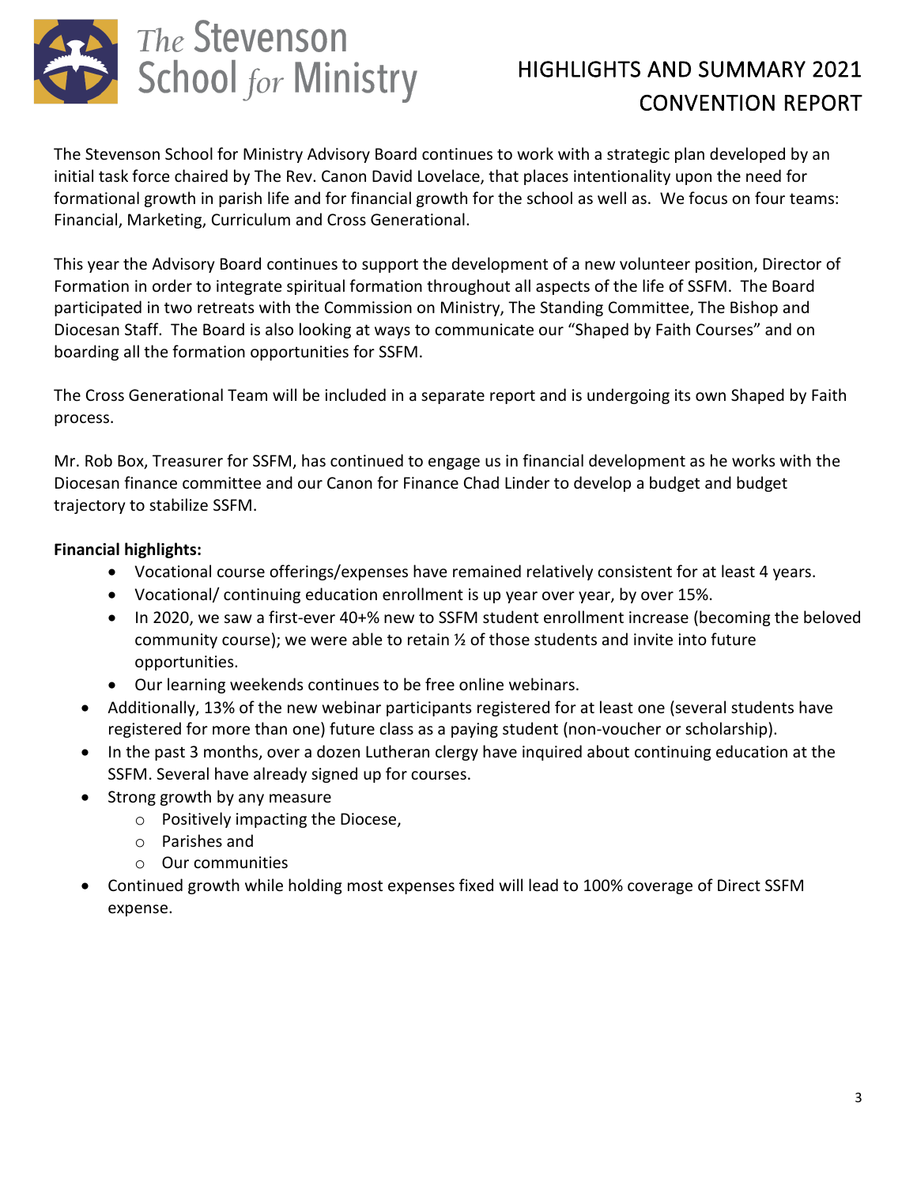# HIGHLIGHTS AND SUMMARY 2021 CONVENTION REPORT

The Stevenson School for Ministry Advisory Board continues to work with a strategic plan developed by an initial task force chaired by The Rev. Canon David Lovelace, that places intentionality upon the need for formational growth in parish life and for financial growth for the school as well as. We focus on four teams: Financial, Marketing, Curriculum and Cross Generational.

This year the Advisory Board continues to support the development of a new volunteer position, Director of Formation in order to integrate spiritual formation throughout all aspects of the life of SSFM. The Board participated in two retreats with the Commission on Ministry, The Standing Committee, The Bishop and Diocesan Staff. The Board is also looking at ways to communicate our "Shaped by Faith Courses" and on boarding all the formation opportunities for SSFM.

The Cross Generational Team will be included in a separate report and is undergoing its own Shaped by Faith process.

Mr. Rob Box, Treasurer for SSFM, has continued to engage us in financial development as he works with the Diocesan finance committee and our Canon for Finance Chad Linder to develop a budget and budget trajectory to stabilize SSFM.

**Financial highlights:**

- Vocational course offerings/expenses have remained relatively consistent for at least 4 years.
- Vocational/ continuing education enrollment is up year over year, by over 15%.
- In 2020, we saw a first-ever 40+% new to SSFM student enrollment increase (becoming the beloved community course); we were able to retain ½ of those students and invite into future opportunities.
- Our learning weekends continues to be free online webinars.

- Additionally, 13% of the new webinar participants registered for at least one (several students have registered for more than one) future class as a paying student (non-voucher or scholarship).
- In the past 3 months, over a dozen Lutheran clergy have inquired about continuing education at the SSFM. Several have already signed up for courses.
- Strong growth by any measure
  - Positively impacting the Diocese,
  - Parishes and
  - Our communities
- Continued growth while holding most expenses fixed will lead to 100% coverage of Direct SSFM expense.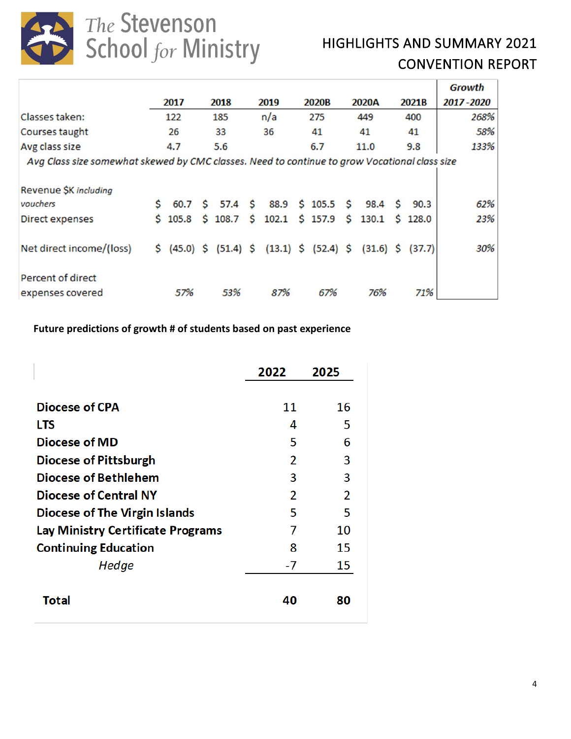# The Stevenson School for Ministry

## HIGHLIGHTS AND SUMMARY 2021 CONVENTION REPORT

| | 2017 | 2018 | 2019 | 2020B | 2020A | 2021B | *Growth 2017-2020* |
|---|---|---|---|---|---|---|---|
| Classes taken: | 122 | 185 | n/a | 275 | 449 | 400 | *268%* |
| Courses taught | 26 | 33 | 36 | 41 | 41 | 41 | *58%* |
| Avg class size | 4.7 | 5.6 | | 6.7 | 11.0 | 9.8 | *133%* |
| *Avg Class size somewhat skewed by CMC classes. Need to continue to grow Vocational class size* | | | | | | | |
| Revenue $K *including vouchers* | $ 60.7 | $ 57.4 | $ 88.9 | $ 105.5 | $ 98.4 | $ 90.3 | *62%* |
| Direct expenses | $ 105.8 | $ 108.7 | $ 102.1 | $ 157.9 | $ 130.1 | $ 128.0 | *23%* |
| Net direct income/(loss) | $ (45.0) | $ (51.4) | $ (13.1) | $ (52.4) | $ (31.6) | $ (37.7) | *30%* |
| Percent of direct expenses covered | *57%* | *53%* | *87%* | *67%* | *76%* | *71%* | |

**Future predictions of growth # of students based on past experience**

| | 2022 | 2025 |
|---|---|---|
| **Diocese of CPA** | 11 | 16 |
| **LTS** | 4 | 5 |
| **Diocese of MD** | 5 | 6 |
| **Diocese of Pittsburgh** | 2 | 3 |
| **Diocese of Bethlehem** | 3 | 3 |
| **Diocese of Central NY** | 2 | 2 |
| **Diocese of The Virgin Islands** | 5 | 5 |
| **Lay Ministry Certificate Programs** | 7 | 10 |
| **Continuing Education** | 8 | 15 |
| *Hedge* | -7 | 15 |
| **Total** | **40** | **80** |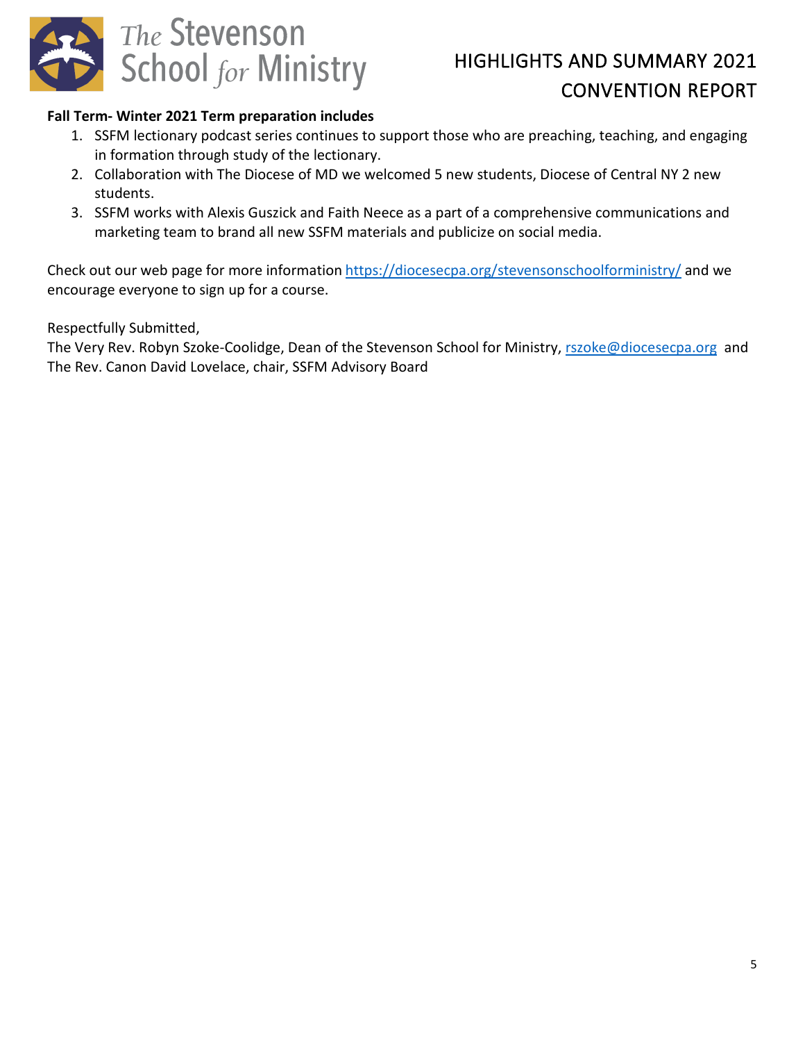**Fall Term- Winter 2021 Term preparation includes**

1. SSFM lectionary podcast series continues to support those who are preaching, teaching, and engaging in formation through study of the lectionary.
2. Collaboration with The Diocese of MD we welcomed 5 new students, Diocese of Central NY 2 new students.
3. SSFM works with Alexis Guszick and Faith Neece as a part of a comprehensive communications and marketing team to brand all new SSFM materials and publicize on social media.

Check out our web page for more information https://diocesecpa.org/stevensonschoolforministry/ and we encourage everyone to sign up for a course.

Respectfully Submitted,
The Very Rev. Robyn Szoke-Coolidge, Dean of the Stevenson School for Ministry, rszoke@diocesecpa.org and The Rev. Canon David Lovelace, chair, SSFM Advisory Board